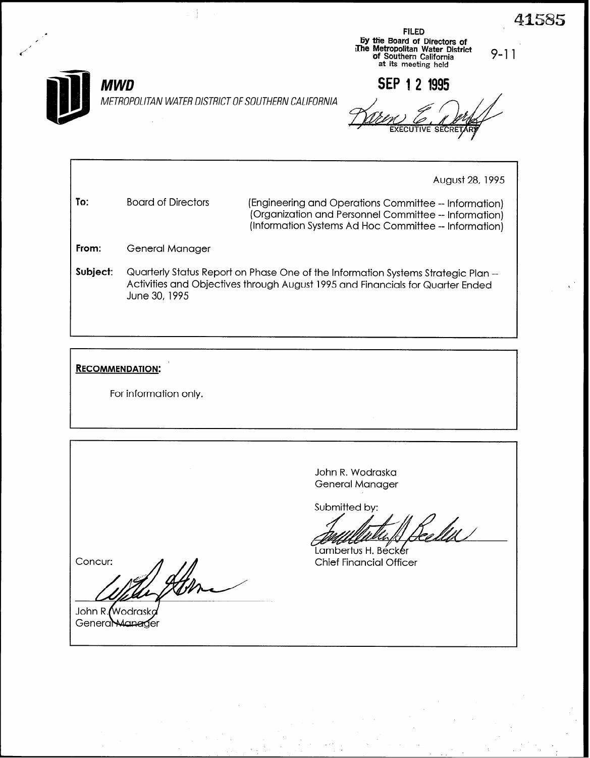41585

FILED
By the Board of Directors of
The Metropolitan Water District
of Southern California
at its meeting held

9-11

SEP 12 1995

Karen E. Nordorf
EXECUTIVE SECRETARY

**MWD**
METROPOLITAN WATER DISTRICT OF SOUTHERN CALIFORNIA

August 28, 1995

**To:** Board of Directors (Engineering and Operations Committee -- Information)
(Organization and Personnel Committee -- Information)
(Information Systems Ad Hoc Committee -- Information)

**From:** General Manager

**Subject:** Quarterly Status Report on Phase One of the Information Systems Strategic Plan -- Activities and Objectives through August 1995 and Financials for Quarter Ended June 30, 1995

**RECOMMENDATION:**

For information only.

John R. Wodraska
General Manager

Submitted by:

Lambertus H. Becker
Chief Financial Officer

Concur:

John R. Wodraska
General Manager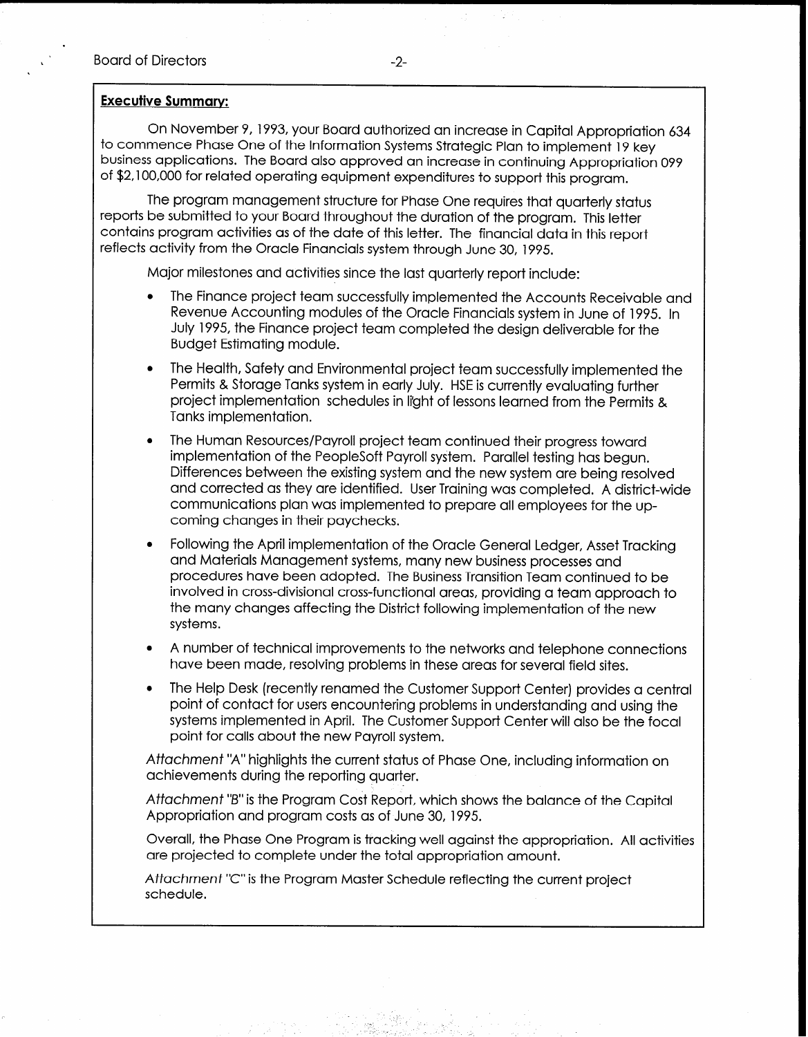**Executive Summary:**

On November 9, 1993, your Board authorized an increase in Capital Appropriation 634 to commence Phase One of the Information Systems Strategic Plan to implement 19 key business applications. The Board also approved an increase in continuing Appropriation 099 of $2,100,000 for related operating equipment expenditures to support this program.

The program management structure for Phase One requires that quarterly status reports be submitted to your Board throughout the duration of the program. This letter contains program activities as of the date of this letter. The financial data in this report reflects activity from the Oracle Financials system through June 30, 1995.

Major milestones and activities since the last quarterly report include:

- The Finance project team successfully implemented the Accounts Receivable and Revenue Accounting modules of the Oracle Financials system in June of 1995. In July 1995, the Finance project team completed the design deliverable for the Budget Estimating module.
- The Health, Safety and Environmental project team successfully implemented the Permits & Storage Tanks system in early July. HSE is currently evaluating further project implementation schedules in light of lessons learned from the Permits & Tanks implementation.
- The Human Resources/Payroll project team continued their progress toward implementation of the PeopleSoft Payroll system. Parallel testing has begun. Differences between the existing system and the new system are being resolved and corrected as they are identified. User Training was completed. A district-wide communications plan was implemented to prepare all employees for the up-coming changes in their paychecks.
- Following the April implementation of the Oracle General Ledger, Asset Tracking and Materials Management systems, many new business processes and procedures have been adopted. The Business Transition Team continued to be involved in cross-divisional cross-functional areas, providing a team approach to the many changes affecting the District following implementation of the new systems.
- A number of technical improvements to the networks and telephone connections have been made, resolving problems in these areas for several field sites.
- The Help Desk (recently renamed the Customer Support Center) provides a central point of contact for users encountering problems in understanding and using the systems implemented in April. The Customer Support Center will also be the focal point for calls about the new Payroll system.

*Attachment* "A" highlights the current status of Phase One, including information on achievements during the reporting quarter.

*Attachment* "B" is the Program Cost Report, which shows the balance of the Capital Appropriation and program costs as of June 30, 1995.

Overall, the Phase One Program is tracking well against the appropriation. All activities are projected to complete under the total appropriation amount.

*Attachment* "C" is the Program Master Schedule reflecting the current project schedule.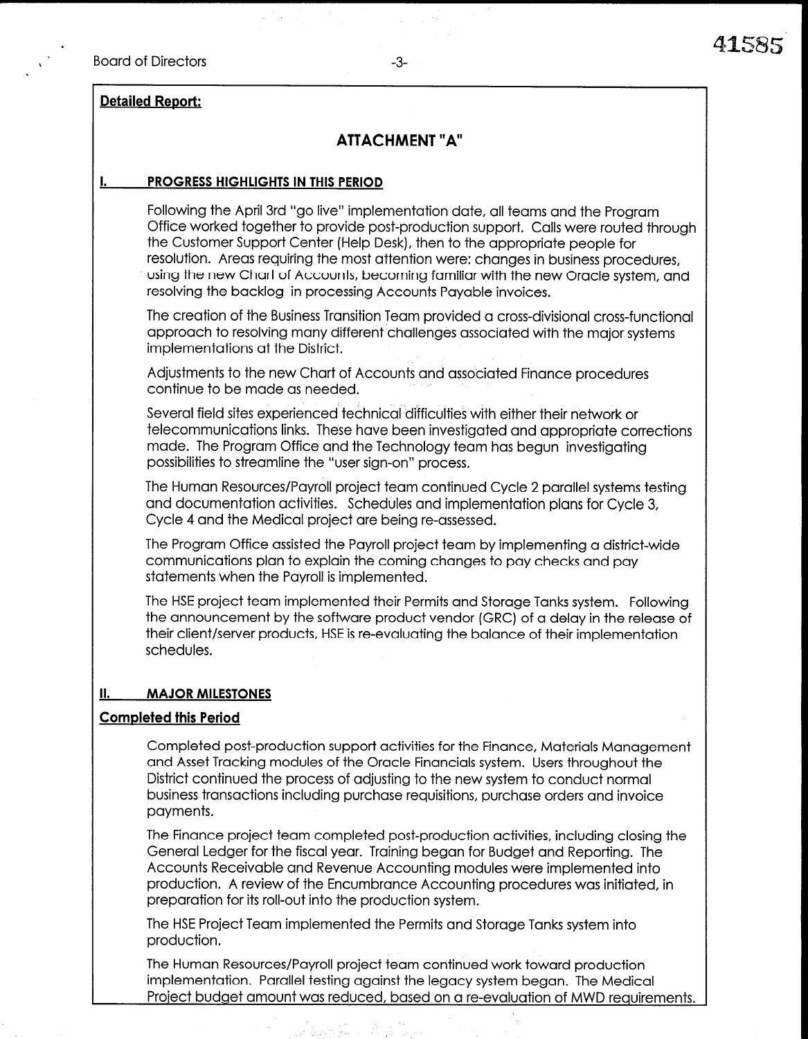**Detailed Report:**

## ATTACHMENT "A"

### I. PROGRESS HIGHLIGHTS IN THIS PERIOD

Following the April 3rd "go live" implementation date, all teams and the Program Office worked together to provide post-production support. Calls were routed through the Customer Support Center (Help Desk), then to the appropriate people for resolution. Areas requiring the most attention were: changes in business procedures, using the new Chart of Accounts, becoming familiar with the new Oracle system, and resolving the backlog in processing Accounts Payable invoices.

The creation of the Business Transition Team provided a cross-divisional cross-functional approach to resolving many different challenges associated with the major systems implementations at the District.

Adjustments to the new Chart of Accounts and associated Finance procedures continue to be made as needed.

Several field sites experienced technical difficulties with either their network or telecommunications links. These have been investigated and appropriate corrections made. The Program Office and the Technology team has begun investigating possibilities to streamline the "user sign-on" process.

The Human Resources/Payroll project team continued Cycle 2 parallel systems testing and documentation activities. Schedules and implementation plans for Cycle 3, Cycle 4 and the Medical project are being re-assessed.

The Program Office assisted the Payroll project team by implementing a district-wide communications plan to explain the coming changes to pay checks and pay statements when the Payroll is implemented.

The HSE project team implemented their Permits and Storage Tanks system. Following the announcement by the software product vendor (GRC) of a delay in the release of their client/server products, HSE is re-evaluating the balance of their implementation schedules.

### II. MAJOR MILESTONES

**Completed this Period**

Completed post-production support activities for the Finance, Materials Management and Asset Tracking modules of the Oracle Financials system. Users throughout the District continued the process of adjusting to the new system to conduct normal business transactions including purchase requisitions, purchase orders and invoice payments.

The Finance project team completed post-production activities, including closing the General Ledger for the fiscal year. Training began for Budget and Reporting. The Accounts Receivable and Revenue Accounting modules were implemented into production. A review of the Encumbrance Accounting procedures was initiated, in preparation for its roll-out into the production system.

The HSE Project Team implemented the Permits and Storage Tanks system into production.

The Human Resources/Payroll project team continued work toward production implementation. Parallel testing against the legacy system began. The Medical Project budget amount was reduced, based on a re-evaluation of MWD requirements.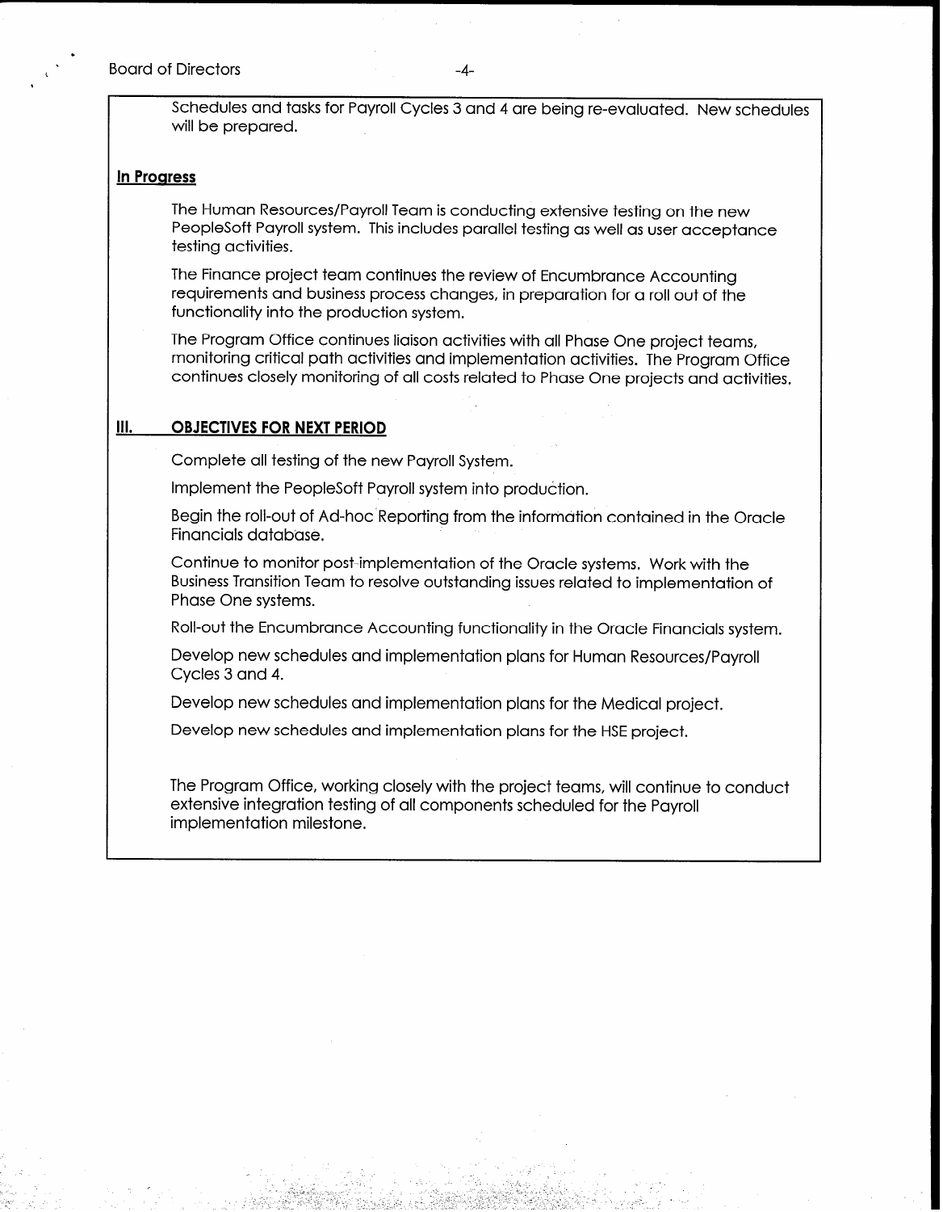Schedules and tasks for Payroll Cycles 3 and 4 are being re-evaluated. New schedules will be prepared.

**In Progress**

The Human Resources/Payroll Team is conducting extensive testing on the new PeopleSoft Payroll system. This includes parallel testing as well as user acceptance testing activities.

The Finance project team continues the review of Encumbrance Accounting requirements and business process changes, in preparation for a roll out of the functionality into the production system.

The Program Office continues liaison activities with all Phase One project teams, monitoring critical path activities and implementation activities. The Program Office continues closely monitoring of all costs related to Phase One projects and activities.

## III. OBJECTIVES FOR NEXT PERIOD

Complete all testing of the new Payroll System.

Implement the PeopleSoft Payroll system into production.

Begin the roll-out of Ad-hoc Reporting from the information contained in the Oracle Financials database.

Continue to monitor post-implementation of the Oracle systems. Work with the Business Transition Team to resolve outstanding issues related to implementation of Phase One systems.

Roll-out the Encumbrance Accounting functionality in the Oracle Financials system.

Develop new schedules and implementation plans for Human Resources/Payroll Cycles 3 and 4.

Develop new schedules and implementation plans for the Medical project.

Develop new schedules and implementation plans for the HSE project.

The Program Office, working closely with the project teams, will continue to conduct extensive integration testing of all components scheduled for the Payroll implementation milestone.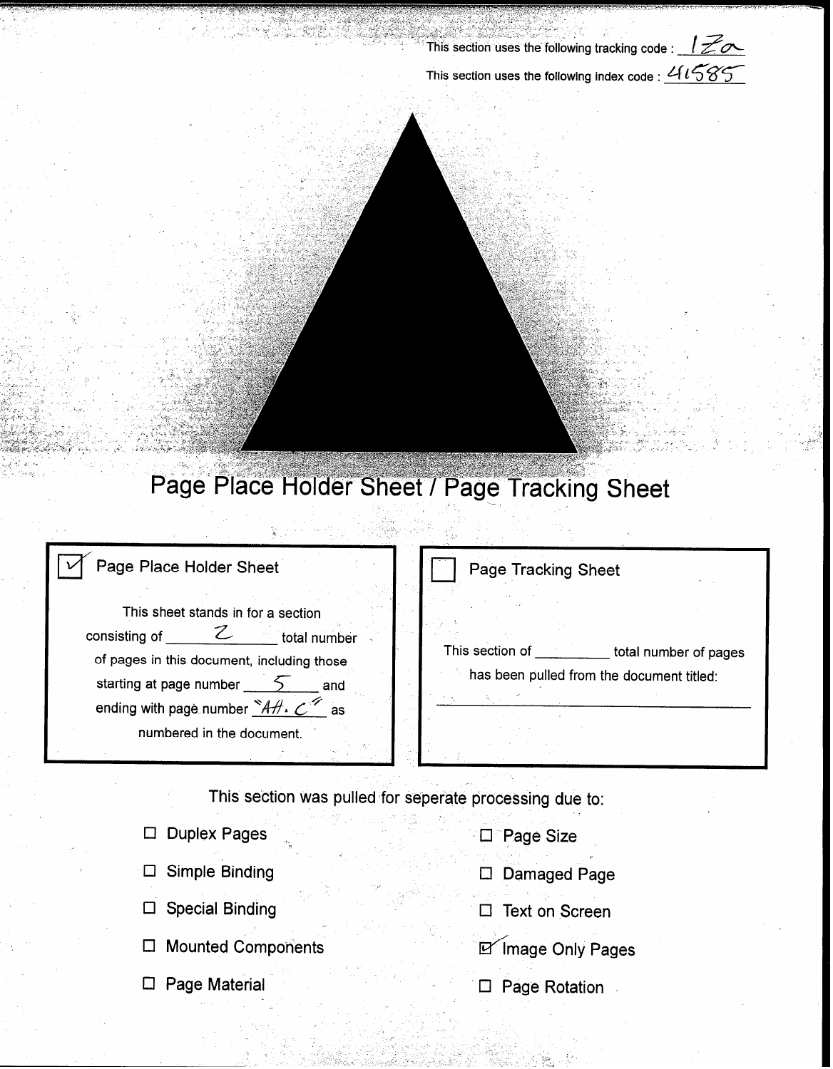This section uses the following tracking code : 12a

This section uses the following index code : 41585

# Page Place Holder Sheet / Page Tracking Sheet

☑ Page Place Holder Sheet

This sheet stands in for a section consisting of 2 total number of pages in this document, including those starting at page number 5 and ending with page number "Att. C" as numbered in the document.

☐ Page Tracking Sheet

This section of \_\_\_\_\_\_\_\_ total number of pages has been pulled from the document titled:

\_\_\_\_\_\_\_\_\_\_\_\_\_\_\_\_\_\_\_\_\_\_\_\_\_\_\_\_\_\_\_\_\_\_\_\_\_\_

This section was pulled for seperate processing due to:

- ☐ Duplex Pages
- ☐ Simple Binding
- ☐ Special Binding
- ☐ Mounted Components
- ☐ Page Material
- ☐ Page Size
- ☐ Damaged Page
- ☐ Text on Screen
- ☑ Image Only Pages
- ☐ Page Rotation